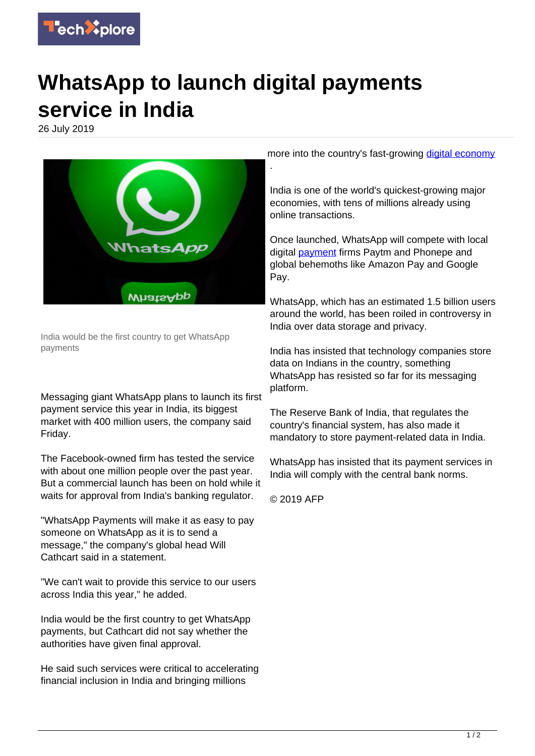# WhatsApp to launch digital payments service in India

26 July 2019

India would be the first country to get WhatsApp payments

Messaging giant WhatsApp plans to launch its first payment service this year in India, its biggest market with 400 million users, the company said Friday.

The Facebook-owned firm has tested the service with about one million people over the past year. But a commercial launch has been on hold while it waits for approval from India's banking regulator.

"WhatsApp Payments will make it as easy to pay someone on WhatsApp as it is to send a message," the company's global head Will Cathcart said in a statement.

"We can't wait to provide this service to our users across India this year," he added.

India would be the first country to get WhatsApp payments, but Cathcart did not say whether the authorities have given final approval.

He said such services were critical to accelerating financial inclusion in India and bringing millions more into the country's fast-growing digital economy.

India is one of the world's quickest-growing major economies, with tens of millions already using online transactions.

Once launched, WhatsApp will compete with local digital payment firms Paytm and Phonepe and global behemoths like Amazon Pay and Google Pay.

WhatsApp, which has an estimated 1.5 billion users around the world, has been roiled in controversy in India over data storage and privacy.

India has insisted that technology companies store data on Indians in the country, something WhatsApp has resisted so far for its messaging platform.

The Reserve Bank of India, that regulates the country's financial system, has also made it mandatory to store payment-related data in India.

WhatsApp has insisted that its payment services in India will comply with the central bank norms.

© 2019 AFP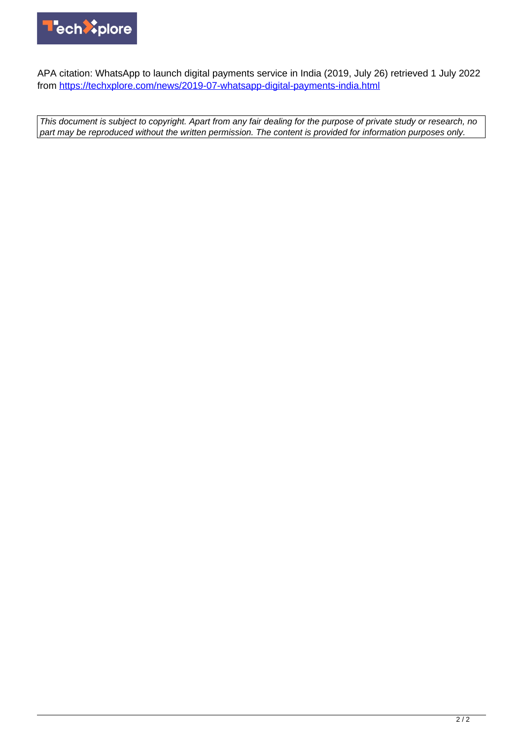APA citation: WhatsApp to launch digital payments service in India (2019, July 26) retrieved 1 July 2022 from https://techxplore.com/news/2019-07-whatsapp-digital-payments-india.html

*This document is subject to copyright. Apart from any fair dealing for the purpose of private study or research, no part may be reproduced without the written permission. The content is provided for information purposes only.*